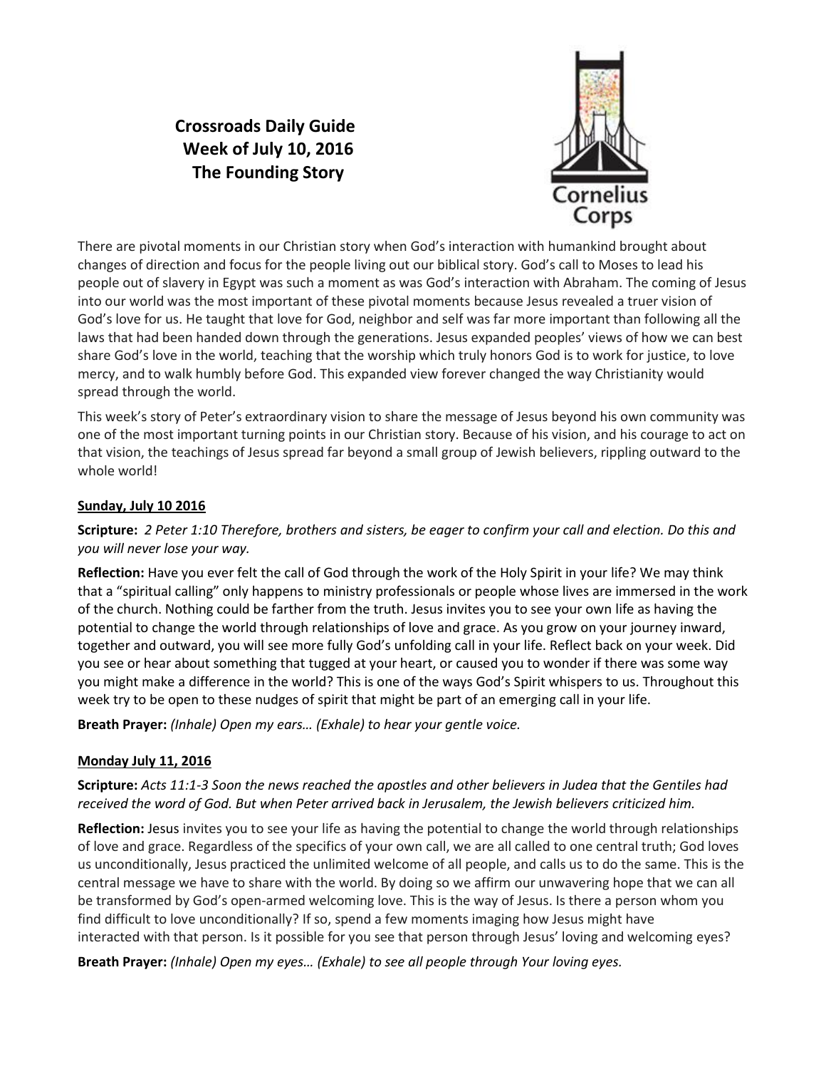# Crossroads Daily Guide
## Week of July 10, 2016
## The Founding Story

Cornelius Corps

There are pivotal moments in our Christian story when God's interaction with humankind brought about changes of direction and focus for the people living out our biblical story. God's call to Moses to lead his people out of slavery in Egypt was such a moment as was God's interaction with Abraham. The coming of Jesus into our world was the most important of these pivotal moments because Jesus revealed a truer vision of God's love for us. He taught that love for God, neighbor and self was far more important than following all the laws that had been handed down through the generations. Jesus expanded peoples' views of how we can best share God's love in the world, teaching that the worship which truly honors God is to work for justice, to love mercy, and to walk humbly before God. This expanded view forever changed the way Christianity would spread through the world.

This week's story of Peter's extraordinary vision to share the message of Jesus beyond his own community was one of the most important turning points in our Christian story. Because of his vision, and his courage to act on that vision, the teachings of Jesus spread far beyond a small group of Jewish believers, rippling outward to the whole world!

### Sunday, July 10 2016

**Scripture:** *2 Peter 1:10 Therefore, brothers and sisters, be eager to confirm your call and election. Do this and you will never lose your way.*

**Reflection:** Have you ever felt the call of God through the work of the Holy Spirit in your life? We may think that a "spiritual calling" only happens to ministry professionals or people whose lives are immersed in the work of the church. Nothing could be farther from the truth. Jesus invites you to see your own life as having the potential to change the world through relationships of love and grace. As you grow on your journey inward, together and outward, you will see more fully God's unfolding call in your life. Reflect back on your week. Did you see or hear about something that tugged at your heart, or caused you to wonder if there was some way you might make a difference in the world? This is one of the ways God's Spirit whispers to us. Throughout this week try to be open to these nudges of spirit that might be part of an emerging call in your life.

**Breath Prayer:** *(Inhale) Open my ears… (Exhale) to hear your gentle voice.*

### Monday July 11, 2016

**Scripture:** *Acts 11:1-3 Soon the news reached the apostles and other believers in Judea that the Gentiles had received the word of God. But when Peter arrived back in Jerusalem, the Jewish believers criticized him.*

**Reflection:** Jesus invites you to see your life as having the potential to change the world through relationships of love and grace. Regardless of the specifics of your own call, we are all called to one central truth; God loves us unconditionally, Jesus practiced the unlimited welcome of all people, and calls us to do the same. This is the central message we have to share with the world. By doing so we affirm our unwavering hope that we can all be transformed by God's open-armed welcoming love. This is the way of Jesus. Is there a person whom you find difficult to love unconditionally? If so, spend a few moments imaging how Jesus might have interacted with that person. Is it possible for you see that person through Jesus' loving and welcoming eyes?

**Breath Prayer:** *(Inhale) Open my eyes… (Exhale) to see all people through Your loving eyes.*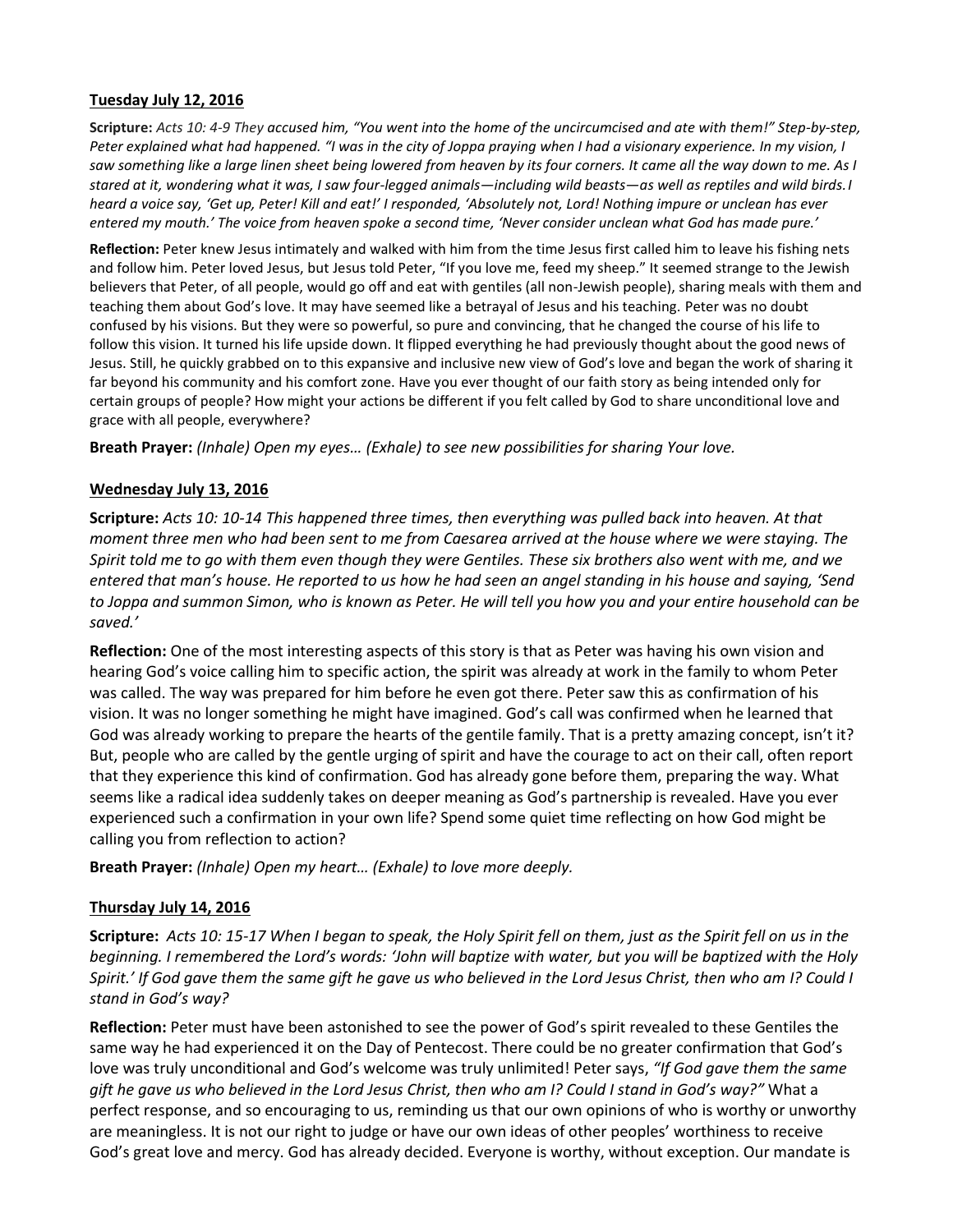## Tuesday July 12, 2016

**Scripture:** *Acts 10: 4-9 They accused him, "You went into the home of the uncircumcised and ate with them!" Step-by-step, Peter explained what had happened. "I was in the city of Joppa praying when I had a visionary experience. In my vision, I saw something like a large linen sheet being lowered from heaven by its four corners. It came all the way down to me. As I stared at it, wondering what it was, I saw four-legged animals—including wild beasts—as well as reptiles and wild birds. I heard a voice say, 'Get up, Peter! Kill and eat!' I responded, 'Absolutely not, Lord! Nothing impure or unclean has ever entered my mouth.' The voice from heaven spoke a second time, 'Never consider unclean what God has made pure.'*

**Reflection:** Peter knew Jesus intimately and walked with him from the time Jesus first called him to leave his fishing nets and follow him. Peter loved Jesus, but Jesus told Peter, "If you love me, feed my sheep." It seemed strange to the Jewish believers that Peter, of all people, would go off and eat with gentiles (all non-Jewish people), sharing meals with them and teaching them about God's love. It may have seemed like a betrayal of Jesus and his teaching. Peter was no doubt confused by his visions. But they were so powerful, so pure and convincing, that he changed the course of his life to follow this vision. It turned his life upside down. It flipped everything he had previously thought about the good news of Jesus. Still, he quickly grabbed on to this expansive and inclusive new view of God's love and began the work of sharing it far beyond his community and his comfort zone. Have you ever thought of our faith story as being intended only for certain groups of people? How might your actions be different if you felt called by God to share unconditional love and grace with all people, everywhere?

**Breath Prayer:** *(Inhale) Open my eyes… (Exhale) to see new possibilities for sharing Your love.*

## Wednesday July 13, 2016

**Scripture:** *Acts 10: 10-14 This happened three times, then everything was pulled back into heaven. At that moment three men who had been sent to me from Caesarea arrived at the house where we were staying. The Spirit told me to go with them even though they were Gentiles. These six brothers also went with me, and we entered that man's house. He reported to us how he had seen an angel standing in his house and saying, 'Send to Joppa and summon Simon, who is known as Peter. He will tell you how you and your entire household can be saved.'*

**Reflection:** One of the most interesting aspects of this story is that as Peter was having his own vision and hearing God's voice calling him to specific action, the spirit was already at work in the family to whom Peter was called. The way was prepared for him before he even got there. Peter saw this as confirmation of his vision. It was no longer something he might have imagined. God's call was confirmed when he learned that God was already working to prepare the hearts of the gentile family. That is a pretty amazing concept, isn't it? But, people who are called by the gentle urging of spirit and have the courage to act on their call, often report that they experience this kind of confirmation. God has already gone before them, preparing the way. What seems like a radical idea suddenly takes on deeper meaning as God's partnership is revealed. Have you ever experienced such a confirmation in your own life? Spend some quiet time reflecting on how God might be calling you from reflection to action?

**Breath Prayer:** *(Inhale) Open my heart… (Exhale) to love more deeply.*

## Thursday July 14, 2016

**Scripture:** *Acts 10: 15-17 When I began to speak, the Holy Spirit fell on them, just as the Spirit fell on us in the beginning. I remembered the Lord's words: 'John will baptize with water, but you will be baptized with the Holy Spirit.' If God gave them the same gift he gave us who believed in the Lord Jesus Christ, then who am I? Could I stand in God's way?*

**Reflection:** Peter must have been astonished to see the power of God's spirit revealed to these Gentiles the same way he had experienced it on the Day of Pentecost. There could be no greater confirmation that God's love was truly unconditional and God's welcome was truly unlimited! Peter says, *"If God gave them the same gift he gave us who believed in the Lord Jesus Christ, then who am I? Could I stand in God's way?"* What a perfect response, and so encouraging to us, reminding us that our own opinions of who is worthy or unworthy are meaningless. It is not our right to judge or have our own ideas of other peoples' worthiness to receive God's great love and mercy. God has already decided. Everyone is worthy, without exception. Our mandate is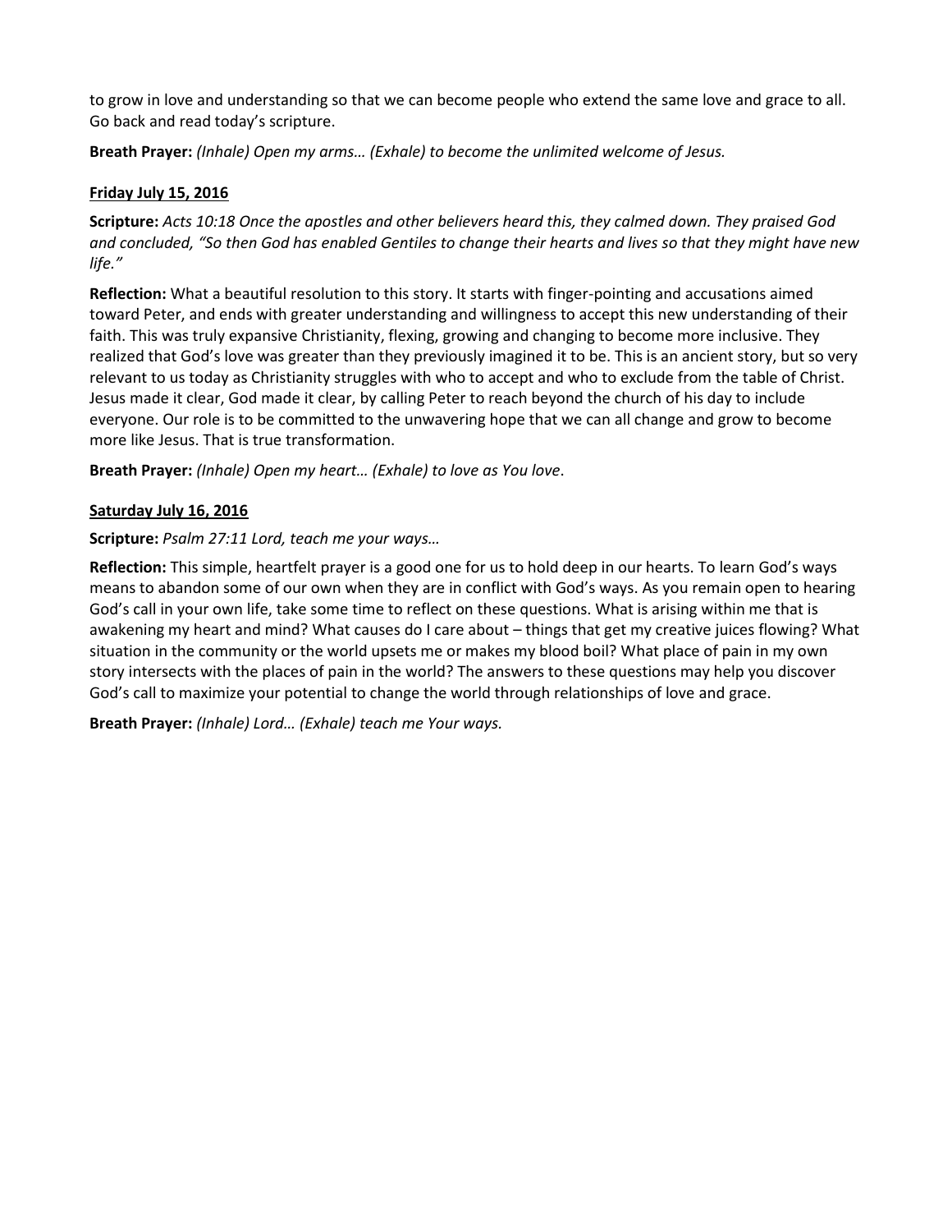to grow in love and understanding so that we can become people who extend the same love and grace to all. Go back and read today's scripture.

**Breath Prayer:** *(Inhale) Open my arms… (Exhale) to become the unlimited welcome of Jesus.*

**<u>Friday July 15, 2016</u>**

**Scripture:** *Acts 10:18 Once the apostles and other believers heard this, they calmed down. They praised God and concluded, "So then God has enabled Gentiles to change their hearts and lives so that they might have new life."*

**Reflection:** What a beautiful resolution to this story. It starts with finger-pointing and accusations aimed toward Peter, and ends with greater understanding and willingness to accept this new understanding of their faith. This was truly expansive Christianity, flexing, growing and changing to become more inclusive. They realized that God's love was greater than they previously imagined it to be. This is an ancient story, but so very relevant to us today as Christianity struggles with who to accept and who to exclude from the table of Christ. Jesus made it clear, God made it clear, by calling Peter to reach beyond the church of his day to include everyone. Our role is to be committed to the unwavering hope that we can all change and grow to become more like Jesus. That is true transformation.

**Breath Prayer:** *(Inhale) Open my heart… (Exhale) to love as You love*.

**<u>Saturday July 16, 2016</u>**

**Scripture:** *Psalm 27:11 Lord, teach me your ways…*

**Reflection:** This simple, heartfelt prayer is a good one for us to hold deep in our hearts. To learn God's ways means to abandon some of our own when they are in conflict with God's ways. As you remain open to hearing God's call in your own life, take some time to reflect on these questions. What is arising within me that is awakening my heart and mind? What causes do I care about – things that get my creative juices flowing? What situation in the community or the world upsets me or makes my blood boil? What place of pain in my own story intersects with the places of pain in the world? The answers to these questions may help you discover God's call to maximize your potential to change the world through relationships of love and grace.

**Breath Prayer:** *(Inhale) Lord… (Exhale) teach me Your ways.*